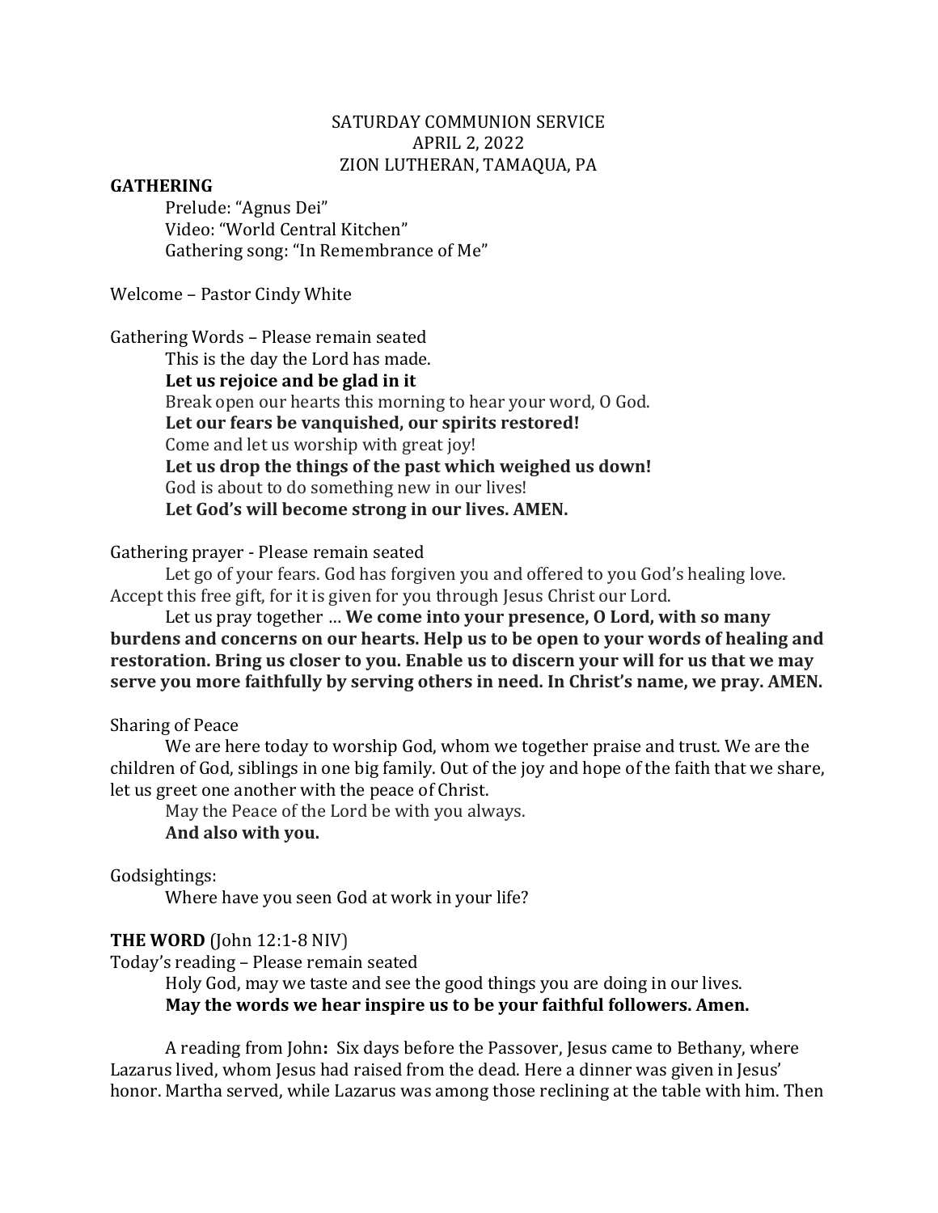SATURDAY COMMUNION SERVICE
APRIL 2, 2022
ZION LUTHERAN, TAMAQUA, PA

**GATHERING**

Prelude: "Agnus Dei"
Video: "World Central Kitchen"
Gathering song: "In Remembrance of Me"

Welcome – Pastor Cindy White

Gathering Words – Please remain seated

This is the day the Lord has made.
**Let us rejoice and be glad in it**
Break open our hearts this morning to hear your word, O God.
**Let our fears be vanquished, our spirits restored!**
Come and let us worship with great joy!
**Let us drop the things of the past which weighed us down!**
God is about to do something new in our lives!
**Let God's will become strong in our lives. AMEN.**

Gathering prayer - Please remain seated

Let go of your fears. God has forgiven you and offered to you God's healing love. Accept this free gift, for it is given for you through Jesus Christ our Lord.

Let us pray together … **We come into your presence, O Lord, with so many burdens and concerns on our hearts. Help us to be open to your words of healing and restoration. Bring us closer to you. Enable us to discern your will for us that we may serve you more faithfully by serving others in need. In Christ's name, we pray. AMEN.**

Sharing of Peace

We are here today to worship God, whom we together praise and trust. We are the children of God, siblings in one big family. Out of the joy and hope of the faith that we share, let us greet one another with the peace of Christ.

May the Peace of the Lord be with you always.
**And also with you.**

Godsightings:

Where have you seen God at work in your life?

**THE WORD** (John 12:1-8 NIV)

Today's reading – Please remain seated

Holy God, may we taste and see the good things you are doing in our lives.
**May the words we hear inspire us to be your faithful followers. Amen.**

A reading from John**:** Six days before the Passover, Jesus came to Bethany, where Lazarus lived, whom Jesus had raised from the dead. Here a dinner was given in Jesus' honor. Martha served, while Lazarus was among those reclining at the table with him. Then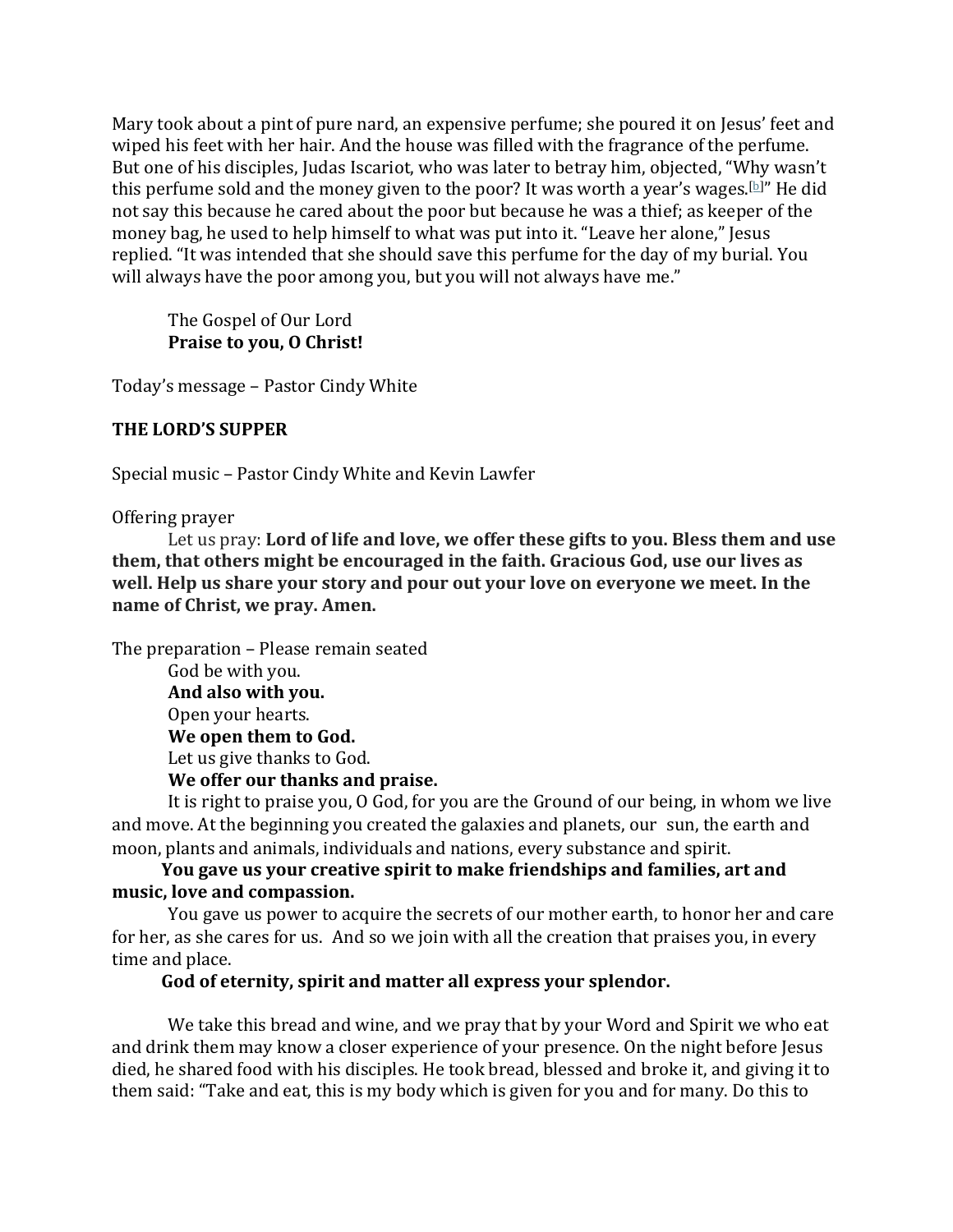Mary took about a pint of pure nard, an expensive perfume; she poured it on Jesus' feet and wiped his feet with her hair. And the house was filled with the fragrance of the perfume. But one of his disciples, Judas Iscariot, who was later to betray him, objected, "Why wasn't this perfume sold and the money given to the poor? It was worth a year's wages.[b]" He did not say this because he cared about the poor but because he was a thief; as keeper of the money bag, he used to help himself to what was put into it. "Leave her alone," Jesus replied. "It was intended that she should save this perfume for the day of my burial. You will always have the poor among you, but you will not always have me."

The Gospel of Our Lord
**Praise to you, O Christ!**

Today's message – Pastor Cindy White

**THE LORD'S SUPPER**

Special music – Pastor Cindy White and Kevin Lawfer

Offering prayer

Let us pray: **Lord of life and love, we offer these gifts to you. Bless them and use them, that others might be encouraged in the faith. Gracious God, use our lives as well. Help us share your story and pour out your love on everyone we meet. In the name of Christ, we pray. Amen.**

The preparation – Please remain seated

God be with you.
**And also with you.**
Open your hearts.
**We open them to God.**
Let us give thanks to God.
**We offer our thanks and praise.**

It is right to praise you, O God, for you are the Ground of our being, in whom we live and move. At the beginning you created the galaxies and planets, our sun, the earth and moon, plants and animals, individuals and nations, every substance and spirit.

**You gave us your creative spirit to make friendships and families, art and music, love and compassion.**

You gave us power to acquire the secrets of our mother earth, to honor her and care for her, as she cares for us. And so we join with all the creation that praises you, in every time and place.

**God of eternity, spirit and matter all express your splendor.**

We take this bread and wine, and we pray that by your Word and Spirit we who eat and drink them may know a closer experience of your presence. On the night before Jesus died, he shared food with his disciples. He took bread, blessed and broke it, and giving it to them said: "Take and eat, this is my body which is given for you and for many. Do this to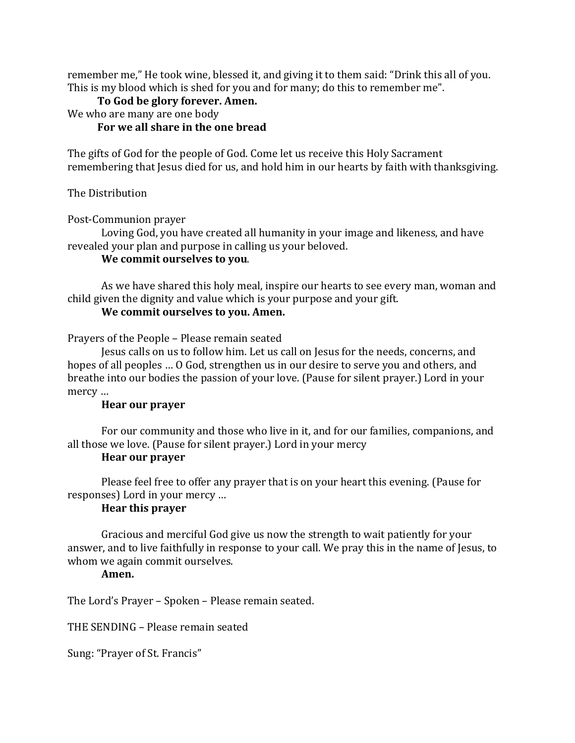remember me," He took wine, blessed it, and giving it to them said: "Drink this all of you. This is my blood which is shed for you and for many; do this to remember me".

**To God be glory forever. Amen.**

We who are many are one body

**For we all share in the one bread**

The gifts of God for the people of God. Come let us receive this Holy Sacrament remembering that Jesus died for us, and hold him in our hearts by faith with thanksgiving.

The Distribution

Post-Communion prayer

Loving God, you have created all humanity in your image and likeness, and have revealed your plan and purpose in calling us your beloved.

**We commit ourselves to you**.

As we have shared this holy meal, inspire our hearts to see every man, woman and child given the dignity and value which is your purpose and your gift.

**We commit ourselves to you. Amen.**

Prayers of the People – Please remain seated

Jesus calls on us to follow him. Let us call on Jesus for the needs, concerns, and hopes of all peoples … O God, strengthen us in our desire to serve you and others, and breathe into our bodies the passion of your love. (Pause for silent prayer.) Lord in your mercy …

**Hear our prayer**

For our community and those who live in it, and for our families, companions, and all those we love. (Pause for silent prayer.) Lord in your mercy

**Hear our prayer**

Please feel free to offer any prayer that is on your heart this evening. (Pause for responses) Lord in your mercy …

**Hear this prayer**

Gracious and merciful God give us now the strength to wait patiently for your answer, and to live faithfully in response to your call. We pray this in the name of Jesus, to whom we again commit ourselves.

**Amen.**

The Lord's Prayer – Spoken – Please remain seated.

THE SENDING – Please remain seated

Sung: "Prayer of St. Francis"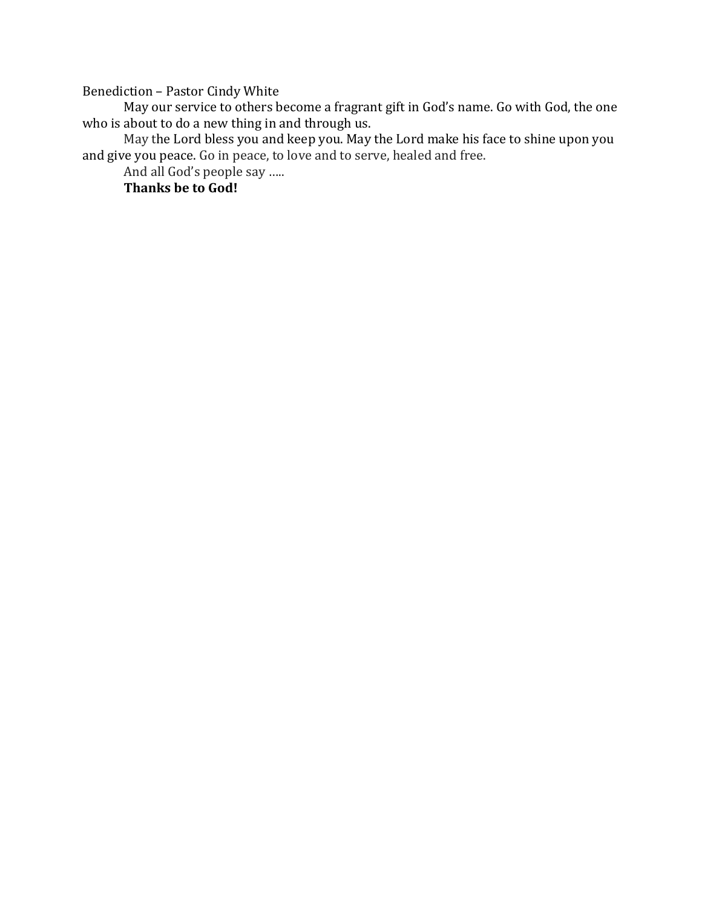Benediction – Pastor Cindy White

May our service to others become a fragrant gift in God's name. Go with God, the one who is about to do a new thing in and through us.

May the Lord bless you and keep you. May the Lord make his face to shine upon you and give you peace. Go in peace, to love and to serve, healed and free.

And all God's people say …..

**Thanks be to God!**